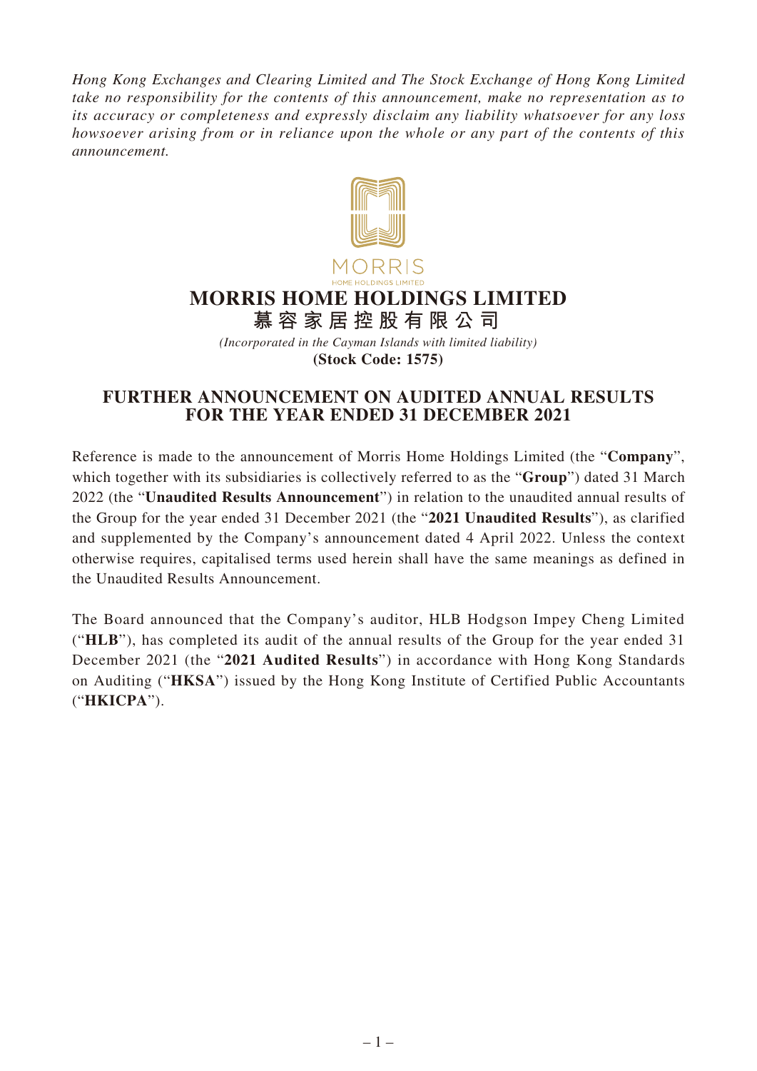*Hong Kong Exchanges and Clearing Limited and The Stock Exchange of Hong Kong Limited take no responsibility for the contents of this announcement, make no representation as to its accuracy or completeness and expressly disclaim any liability whatsoever for any loss howsoever arising from or in reliance upon the whole or any part of the contents of this announcement.*

MORRIS
HOME HOLDINGS LIMITED

# MORRIS HOME HOLDINGS LIMITED
# 慕容家居控股有限公司

*(Incorporated in the Cayman Islands with limited liability)*
**(Stock Code: 1575)**

## FURTHER ANNOUNCEMENT ON AUDITED ANNUAL RESULTS FOR THE YEAR ENDED 31 DECEMBER 2021

Reference is made to the announcement of Morris Home Holdings Limited (the "**Company**", which together with its subsidiaries is collectively referred to as the "**Group**") dated 31 March 2022 (the "**Unaudited Results Announcement**") in relation to the unaudited annual results of the Group for the year ended 31 December 2021 (the "**2021 Unaudited Results**"), as clarified and supplemented by the Company's announcement dated 4 April 2022. Unless the context otherwise requires, capitalised terms used herein shall have the same meanings as defined in the Unaudited Results Announcement.

The Board announced that the Company's auditor, HLB Hodgson Impey Cheng Limited ("**HLB**"), has completed its audit of the annual results of the Group for the year ended 31 December 2021 (the "**2021 Audited Results**") in accordance with Hong Kong Standards on Auditing ("**HKSA**") issued by the Hong Kong Institute of Certified Public Accountants ("**HKICPA**").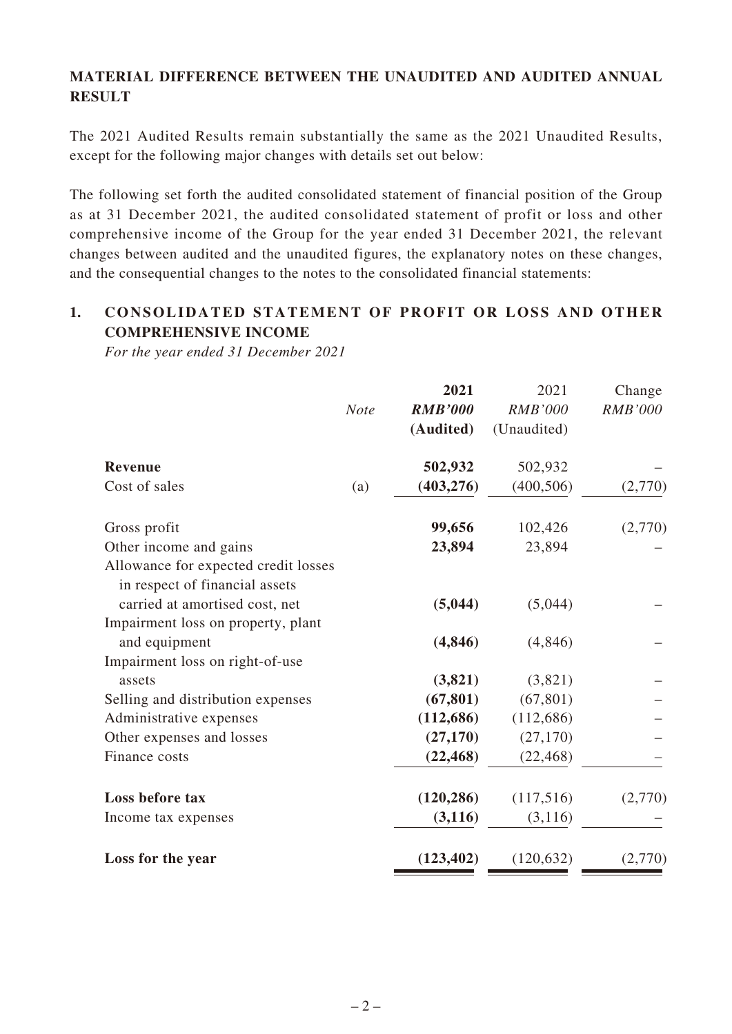## MATERIAL DIFFERENCE BETWEEN THE UNAUDITED AND AUDITED ANNUAL RESULT

The 2021 Audited Results remain substantially the same as the 2021 Unaudited Results, except for the following major changes with details set out below:

The following set forth the audited consolidated statement of financial position of the Group as at 31 December 2021, the audited consolidated statement of profit or loss and other comprehensive income of the Group for the year ended 31 December 2021, the relevant changes between audited and the unaudited figures, the explanatory notes on these changes, and the consequential changes to the notes to the consolidated financial statements:

### 1. CONSOLIDATED STATEMENT OF PROFIT OR LOSS AND OTHER COMPREHENSIVE INCOME

*For the year ended 31 December 2021*

| | Note | **2021** | 2021 | Change |
|---|---|---|---|---|
| | | ***RMB'000*** | *RMB'000* | *RMB'000* |
| | | **(Audited)** | (Unaudited) | |
| **Revenue** | | **502,932** | 502,932 | – |
| Cost of sales | (a) | **(403,276)** | (400,506) | (2,770) |
| Gross profit | | **99,656** | 102,426 | (2,770) |
| Other income and gains | | **23,894** | 23,894 | – |
| Allowance for expected credit losses in respect of financial assets carried at amortised cost, net | | **(5,044)** | (5,044) | – |
| Impairment loss on property, plant and equipment | | **(4,846)** | (4,846) | – |
| Impairment loss on right-of-use assets | | **(3,821)** | (3,821) | – |
| Selling and distribution expenses | | **(67,801)** | (67,801) | – |
| Administrative expenses | | **(112,686)** | (112,686) | – |
| Other expenses and losses | | **(27,170)** | (27,170) | – |
| Finance costs | | **(22,468)** | (22,468) | – |
| **Loss before tax** | | **(120,286)** | (117,516) | (2,770) |
| Income tax expenses | | **(3,116)** | (3,116) | – |
| **Loss for the year** | | **(123,402)** | (120,632) | (2,770) |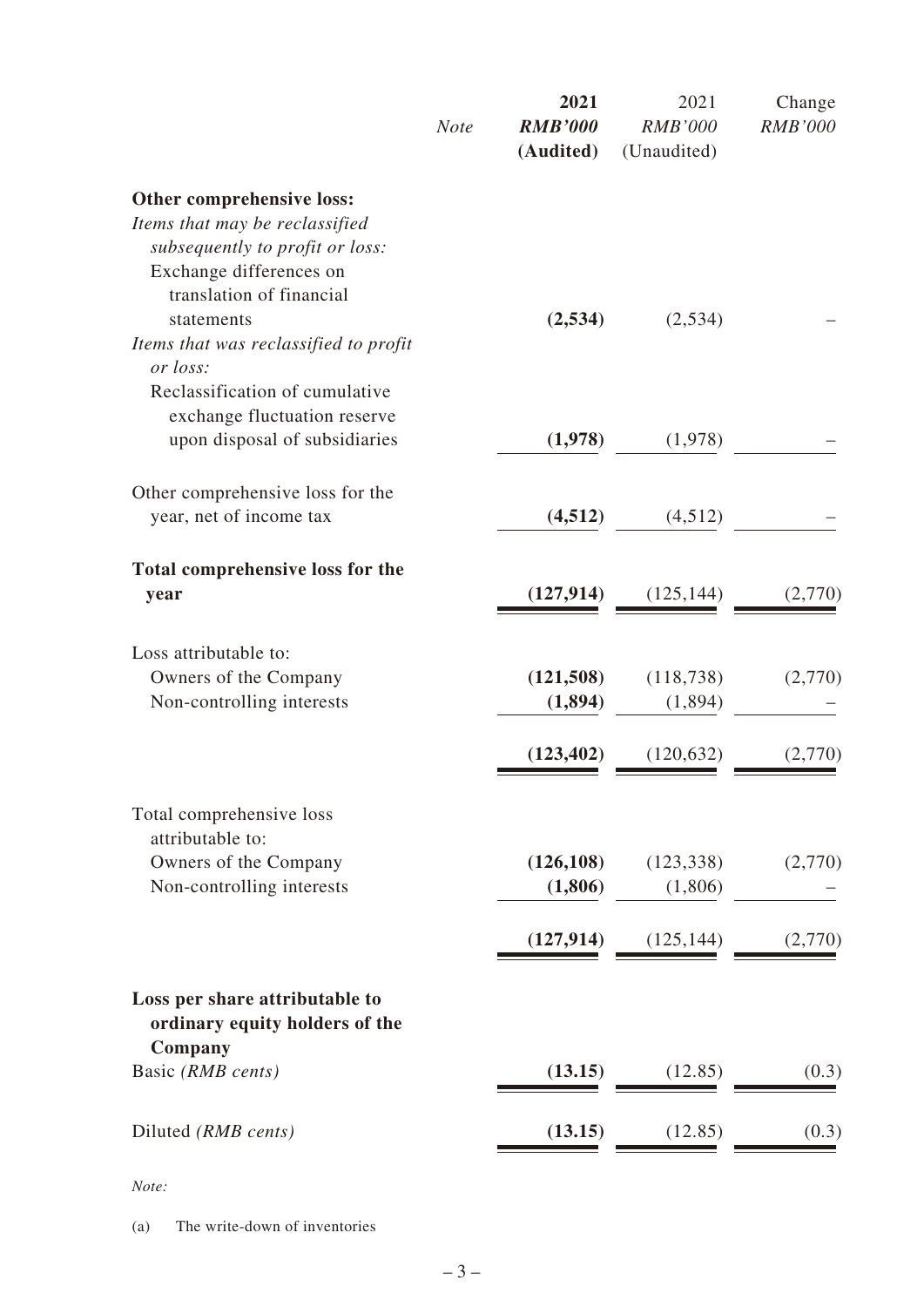| | Note | 2021 RMB'000 (Audited) | 2021 RMB'000 (Unaudited) | Change RMB'000 |
|---|---|---|---|---|
| **Other comprehensive loss:** | | | | |
| *Items that may be reclassified subsequently to profit or loss:* | | | | |
| Exchange differences on translation of financial statements | | **(2,534)** | (2,534) | – |
| *Items that was reclassified to profit or loss:* | | | | |
| Reclassification of cumulative exchange fluctuation reserve upon disposal of subsidiaries | | **(1,978)** | (1,978) | – |
| Other comprehensive loss for the year, net of income tax | | **(4,512)** | (4,512) | – |
| **Total comprehensive loss for the year** | | **(127,914)** | (125,144) | (2,770) |
| Loss attributable to: | | | | |
| Owners of the Company | | **(121,508)** | (118,738) | (2,770) |
| Non-controlling interests | | **(1,894)** | (1,894) | – |
| | | **(123,402)** | (120,632) | (2,770) |
| Total comprehensive loss attributable to: | | | | |
| Owners of the Company | | **(126,108)** | (123,338) | (2,770) |
| Non-controlling interests | | **(1,806)** | (1,806) | – |
| | | **(127,914)** | (125,144) | (2,770) |
| **Loss per share attributable to ordinary equity holders of the Company** | | | | |
| Basic *(RMB cents)* | | **(13.15)** | (12.85) | (0.3) |
| Diluted *(RMB cents)* | | **(13.15)** | (12.85) | (0.3) |

*Note:*

(a) The write-down of inventories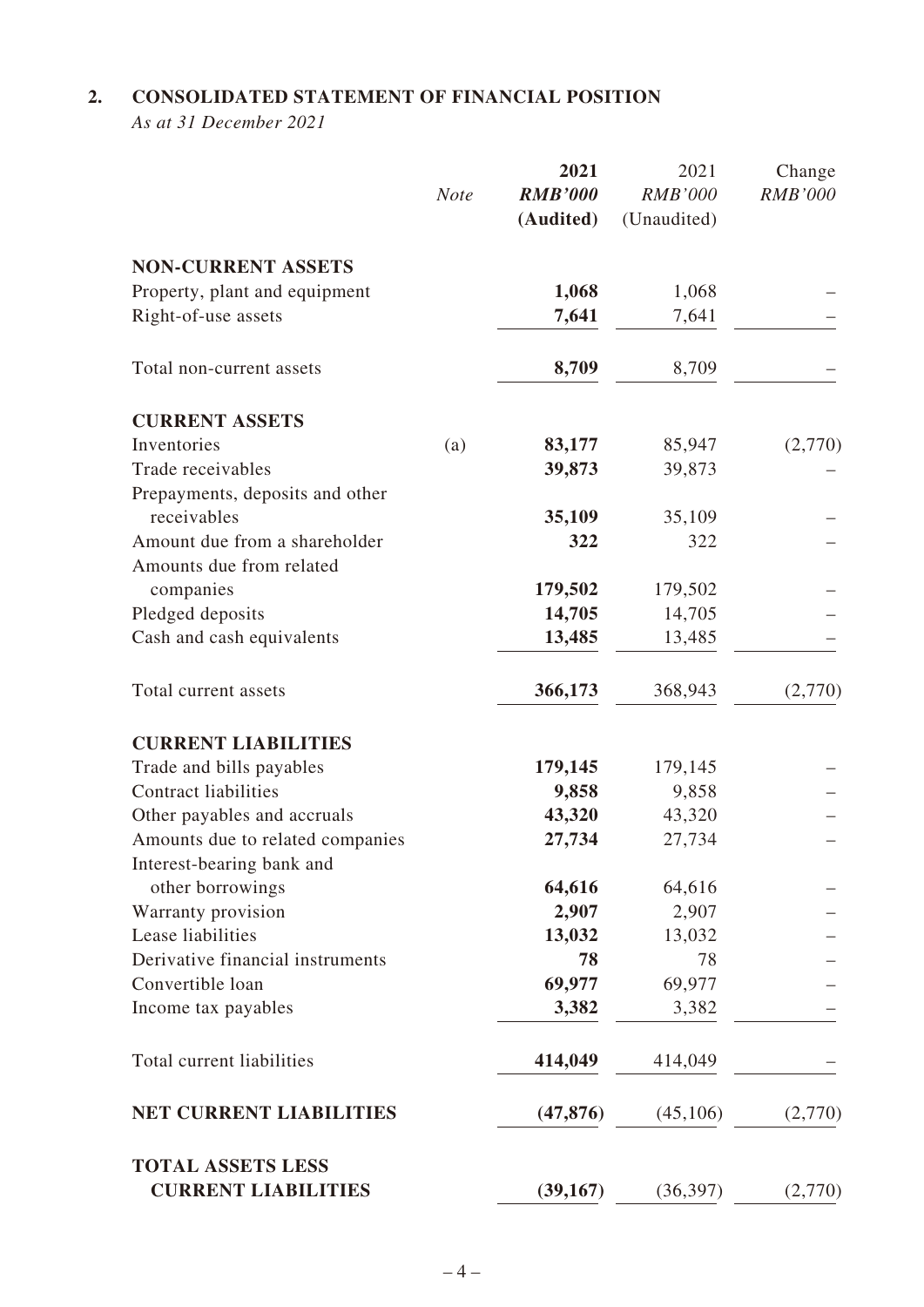## 2. CONSOLIDATED STATEMENT OF FINANCIAL POSITION

*As at 31 December 2021*

| | Note | **2021** | 2021 | Change |
|---|---|---|---|---|
| | | ***RMB'000*** | *RMB'000* | *RMB'000* |
| | | **(Audited)** | (Unaudited) | |
| **NON-CURRENT ASSETS** | | | | |
| Property, plant and equipment | | **1,068** | 1,068 | – |
| Right-of-use assets | | **7,641** | 7,641 | – |
| Total non-current assets | | **8,709** | 8,709 | – |
| **CURRENT ASSETS** | | | | |
| Inventories | (a) | **83,177** | 85,947 | (2,770) |
| Trade receivables | | **39,873** | 39,873 | – |
| Prepayments, deposits and other receivables | | **35,109** | 35,109 | – |
| Amount due from a shareholder | | **322** | 322 | – |
| Amounts due from related companies | | **179,502** | 179,502 | – |
| Pledged deposits | | **14,705** | 14,705 | – |
| Cash and cash equivalents | | **13,485** | 13,485 | – |
| Total current assets | | **366,173** | 368,943 | (2,770) |
| **CURRENT LIABILITIES** | | | | |
| Trade and bills payables | | **179,145** | 179,145 | – |
| Contract liabilities | | **9,858** | 9,858 | – |
| Other payables and accruals | | **43,320** | 43,320 | – |
| Amounts due to related companies | | **27,734** | 27,734 | – |
| Interest-bearing bank and other borrowings | | **64,616** | 64,616 | – |
| Warranty provision | | **2,907** | 2,907 | – |
| Lease liabilities | | **13,032** | 13,032 | – |
| Derivative financial instruments | | **78** | 78 | – |
| Convertible loan | | **69,977** | 69,977 | – |
| Income tax payables | | **3,382** | 3,382 | – |
| Total current liabilities | | **414,049** | 414,049 | – |
| **NET CURRENT LIABILITIES** | | **(47,876)** | (45,106) | (2,770) |
| **TOTAL ASSETS LESS CURRENT LIABILITIES** | | **(39,167)** | (36,397) | (2,770) |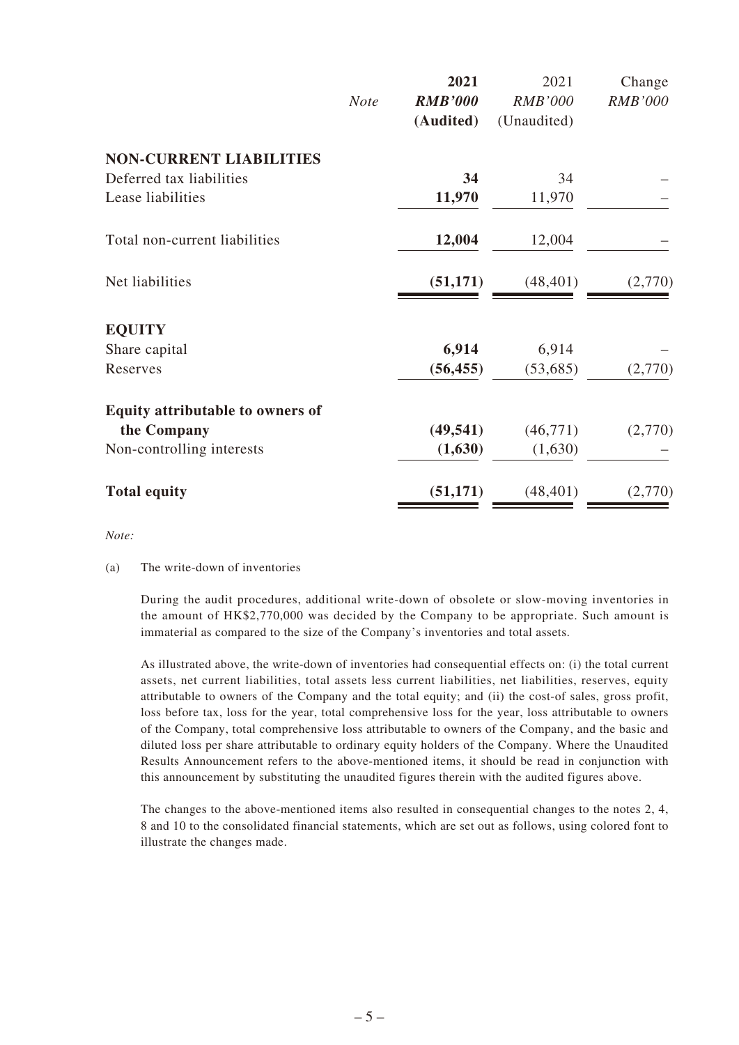| | *Note* | **2021** | 2021 | Change |
|---|---|---|---|---|
| | | ***RMB'000*** | *RMB'000* | *RMB'000* |
| | | **(Audited)** | (Unaudited) | |
| **NON-CURRENT LIABILITIES** | | | | |
| Deferred tax liabilities | | **34** | 34 | – |
| Lease liabilities | | **11,970** | 11,970 | – |
| Total non-current liabilities | | **12,004** | 12,004 | – |
| Net liabilities | | **(51,171)** | (48,401) | (2,770) |
| **EQUITY** | | | | |
| Share capital | | **6,914** | 6,914 | – |
| Reserves | | **(56,455)** | (53,685) | (2,770) |
| **Equity attributable to owners of the Company** | | **(49,541)** | (46,771) | (2,770) |
| Non-controlling interests | | **(1,630)** | (1,630) | – |
| **Total equity** | | **(51,171)** | (48,401) | (2,770) |

*Note:*

(a) The write-down of inventories

During the audit procedures, additional write-down of obsolete or slow-moving inventories in the amount of HK$2,770,000 was decided by the Company to be appropriate. Such amount is immaterial as compared to the size of the Company's inventories and total assets.

As illustrated above, the write-down of inventories had consequential effects on: (i) the total current assets, net current liabilities, total assets less current liabilities, net liabilities, reserves, equity attributable to owners of the Company and the total equity; and (ii) the cost-of sales, gross profit, loss before tax, loss for the year, total comprehensive loss for the year, loss attributable to owners of the Company, total comprehensive loss attributable to owners of the Company, and the basic and diluted loss per share attributable to ordinary equity holders of the Company. Where the Unaudited Results Announcement refers to the above-mentioned items, it should be read in conjunction with this announcement by substituting the unaudited figures therein with the audited figures above.

The changes to the above-mentioned items also resulted in consequential changes to the notes 2, 4, 8 and 10 to the consolidated financial statements, which are set out as follows, using colored font to illustrate the changes made.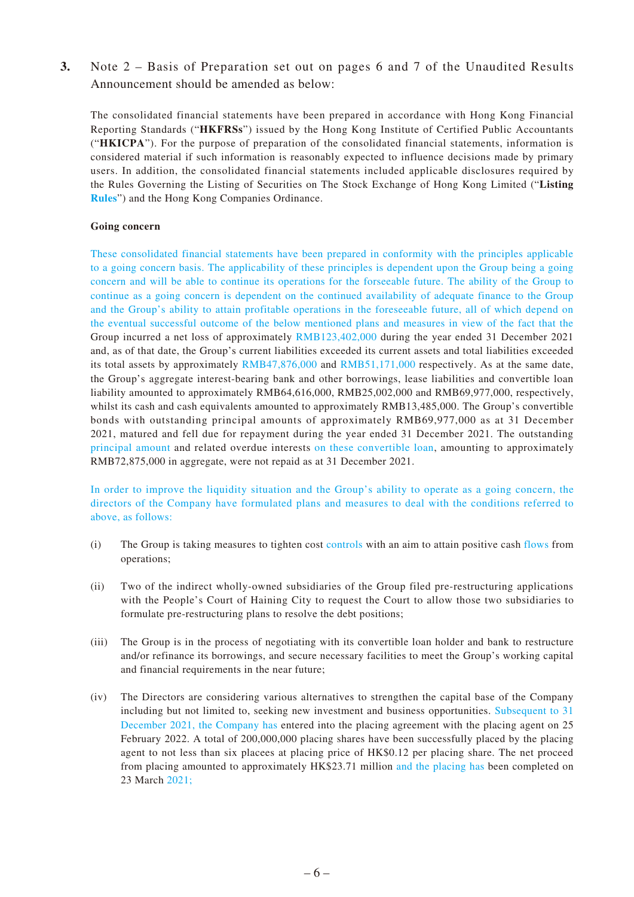3. Note 2 – Basis of Preparation set out on pages 6 and 7 of the Unaudited Results Announcement should be amended as below:

The consolidated financial statements have been prepared in accordance with Hong Kong Financial Reporting Standards ("**HKFRSs**") issued by the Hong Kong Institute of Certified Public Accountants ("**HKICPA**"). For the purpose of preparation of the consolidated financial statements, information is considered material if such information is reasonably expected to influence decisions made by primary users. In addition, the consolidated financial statements included applicable disclosures required by the Rules Governing the Listing of Securities on The Stock Exchange of Hong Kong Limited ("**Listing Rules**") and the Hong Kong Companies Ordinance.

**Going concern**

These consolidated financial statements have been prepared in conformity with the principles applicable to a going concern basis. The applicability of these principles is dependent upon the Group being a going concern and will be able to continue its operations for the forseeable future. The ability of the Group to continue as a going concern is dependent on the continued availability of adequate finance to the Group and the Group's ability to attain profitable operations in the foreseeable future, all of which depend on the eventual successful outcome of the below mentioned plans and measures in view of the fact that the Group incurred a net loss of approximately RMB123,402,000 during the year ended 31 December 2021 and, as of that date, the Group's current liabilities exceeded its current assets and total liabilities exceeded its total assets by approximately RMB47,876,000 and RMB51,171,000 respectively. As at the same date, the Group's aggregate interest-bearing bank and other borrowings, lease liabilities and convertible loan liability amounted to approximately RMB64,616,000, RMB25,002,000 and RMB69,977,000, respectively, whilst its cash and cash equivalents amounted to approximately RMB13,485,000. The Group's convertible bonds with outstanding principal amounts of approximately RMB69,977,000 as at 31 December 2021, matured and fell due for repayment during the year ended 31 December 2021. The outstanding principal amount and related overdue interests on these convertible loan, amounting to approximately RMB72,875,000 in aggregate, were not repaid as at 31 December 2021.

In order to improve the liquidity situation and the Group's ability to operate as a going concern, the directors of the Company have formulated plans and measures to deal with the conditions referred to above, as follows:

(i) The Group is taking measures to tighten cost controls with an aim to attain positive cash flows from operations;

(ii) Two of the indirect wholly-owned subsidiaries of the Group filed pre-restructuring applications with the People's Court of Haining City to request the Court to allow those two subsidiaries to formulate pre-restructuring plans to resolve the debt positions;

(iii) The Group is in the process of negotiating with its convertible loan holder and bank to restructure and/or refinance its borrowings, and secure necessary facilities to meet the Group's working capital and financial requirements in the near future;

(iv) The Directors are considering various alternatives to strengthen the capital base of the Company including but not limited to, seeking new investment and business opportunities. Subsequent to 31 December 2021, the Company has entered into the placing agreement with the placing agent on 25 February 2022. A total of 200,000,000 placing shares have been successfully placed by the placing agent to not less than six placees at placing price of HK$0.12 per placing share. The net proceed from placing amounted to approximately HK$23.71 million and the placing has been completed on 23 March 2021;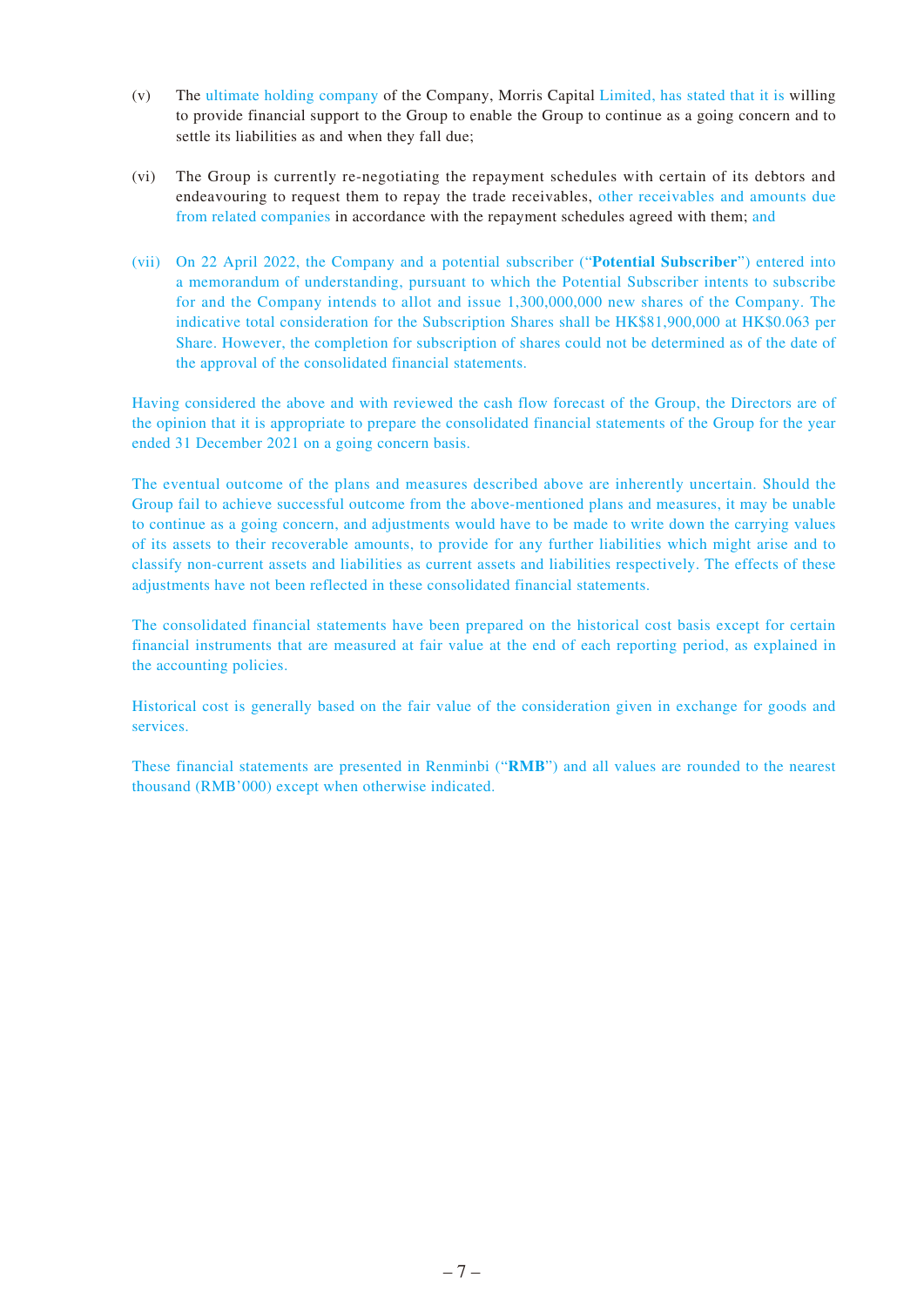(v) The ultimate holding company of the Company, Morris Capital Limited, has stated that it is willing to provide financial support to the Group to enable the Group to continue as a going concern and to settle its liabilities as and when they fall due;

(vi) The Group is currently re-negotiating the repayment schedules with certain of its debtors and endeavouring to request them to repay the trade receivables, other receivables and amounts due from related companies in accordance with the repayment schedules agreed with them; and

(vii) On 22 April 2022, the Company and a potential subscriber ("**Potential Subscriber**") entered into a memorandum of understanding, pursuant to which the Potential Subscriber intents to subscribe for and the Company intends to allot and issue 1,300,000,000 new shares of the Company. The indicative total consideration for the Subscription Shares shall be HK$81,900,000 at HK$0.063 per Share. However, the completion for subscription of shares could not be determined as of the date of the approval of the consolidated financial statements.

Having considered the above and with reviewed the cash flow forecast of the Group, the Directors are of the opinion that it is appropriate to prepare the consolidated financial statements of the Group for the year ended 31 December 2021 on a going concern basis.

The eventual outcome of the plans and measures described above are inherently uncertain. Should the Group fail to achieve successful outcome from the above-mentioned plans and measures, it may be unable to continue as a going concern, and adjustments would have to be made to write down the carrying values of its assets to their recoverable amounts, to provide for any further liabilities which might arise and to classify non-current assets and liabilities as current assets and liabilities respectively. The effects of these adjustments have not been reflected in these consolidated financial statements.

The consolidated financial statements have been prepared on the historical cost basis except for certain financial instruments that are measured at fair value at the end of each reporting period, as explained in the accounting policies.

Historical cost is generally based on the fair value of the consideration given in exchange for goods and services.

These financial statements are presented in Renminbi ("**RMB**") and all values are rounded to the nearest thousand (RMB'000) except when otherwise indicated.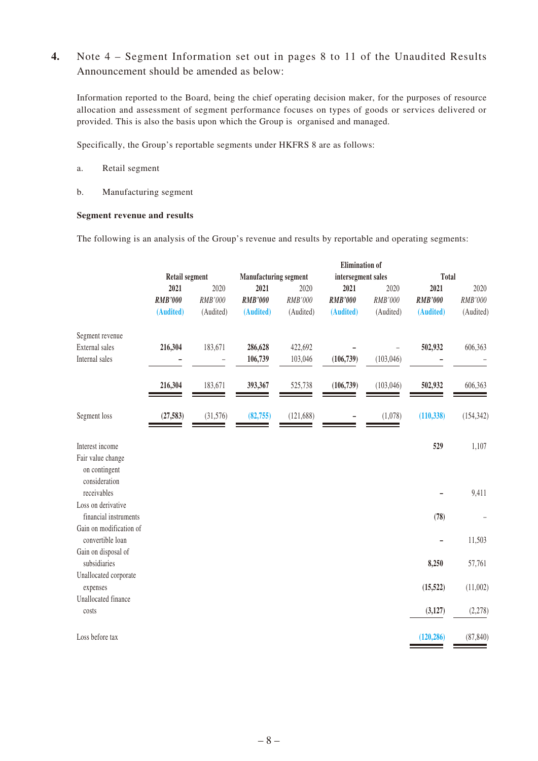**4.** Note 4 – Segment Information set out in pages 8 to 11 of the Unaudited Results Announcement should be amended as below:

Information reported to the Board, being the chief operating decision maker, for the purposes of resource allocation and assessment of segment performance focuses on types of goods or services delivered or provided. This is also the basis upon which the Group is organised and managed.

Specifically, the Group's reportable segments under HKFRS 8 are as follows:

a. Retail segment

b. Manufacturing segment

**Segment revenue and results**

The following is an analysis of the Group's revenue and results by reportable and operating segments:

| | Retail segment | | Manufacturing segment | | Elimination of intersegment sales | | Total | |
|---|---|---|---|---|---|---|---|---|
| | **2021** | 2020 | **2021** | 2020 | **2021** | 2020 | **2021** | 2020 |
| | ***RMB'000*** | *RMB'000* | ***RMB'000*** | *RMB'000* | ***RMB'000*** | *RMB'000* | ***RMB'000*** | *RMB'000* |
| | **(Audited)** | (Audited) | **(Audited)** | (Audited) | **(Audited)** | (Audited) | **(Audited)** | (Audited) |
| Segment revenue | | | | | | | | |
| External sales | **216,304** | 183,671 | **286,628** | 422,692 | **–** | – | **502,932** | 606,363 |
| Internal sales | **–** | – | **106,739** | 103,046 | **(106,739)** | (103,046) | **–** | – |
| | **216,304** | 183,671 | **393,367** | 525,738 | **(106,739)** | (103,046) | **502,932** | 606,363 |
| Segment loss | **(27,583)** | (31,576) | **(82,755)** | (121,688) | **–** | (1,078) | **(110,338)** | (154,342) |
| Interest income | | | | | | | **529** | 1,107 |
| Fair value change on contingent consideration receivables | | | | | | | **–** | 9,411 |
| Loss on derivative financial instruments | | | | | | | **(78)** | – |
| Gain on modification of convertible loan | | | | | | | **–** | 11,503 |
| Gain on disposal of subsidiaries | | | | | | | **8,250** | 57,761 |
| Unallocated corporate expenses | | | | | | | **(15,522)** | (11,002) |
| Unallocated finance costs | | | | | | | **(3,127)** | (2,278) |
| Loss before tax | | | | | | | **(120,286)** | (87,840) |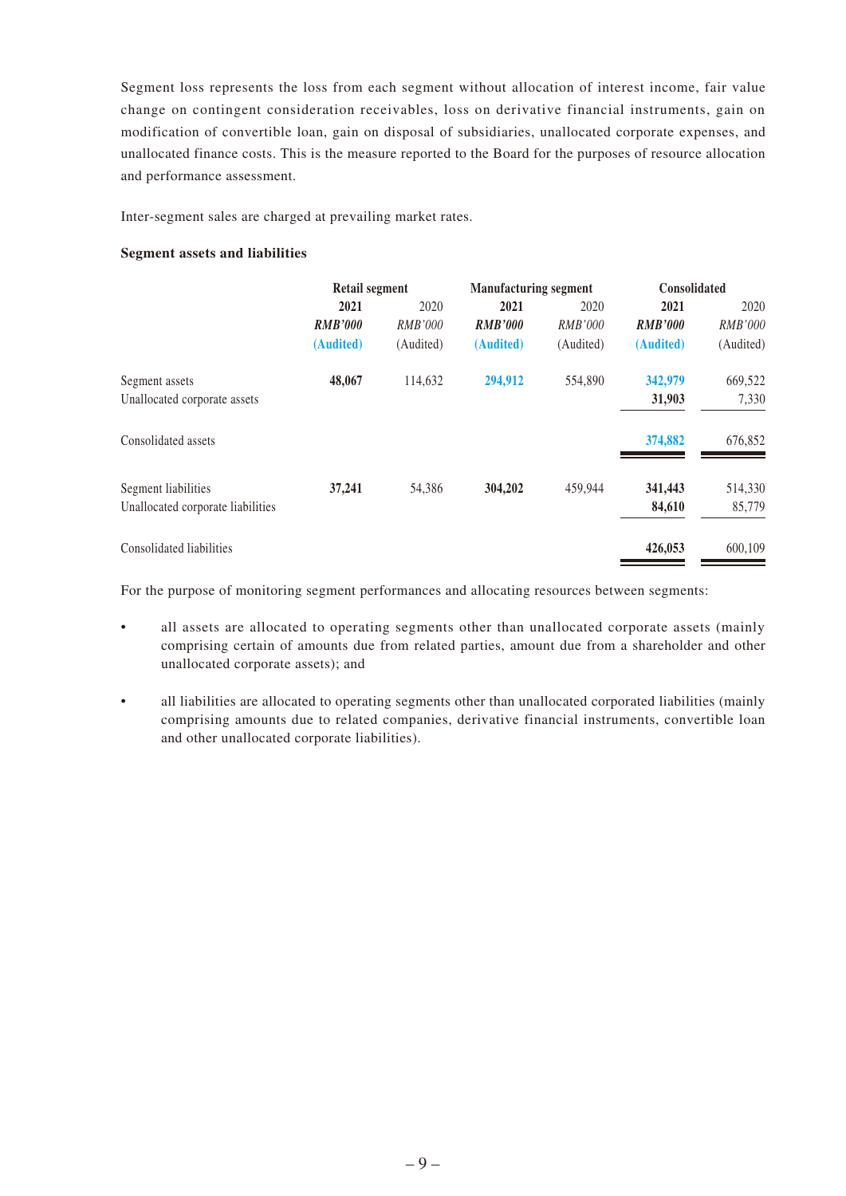Segment loss represents the loss from each segment without allocation of interest income, fair value change on contingent consideration receivables, loss on derivative financial instruments, gain on modification of convertible loan, gain on disposal of subsidiaries, unallocated corporate expenses, and unallocated finance costs. This is the measure reported to the Board for the purposes of resource allocation and performance assessment.

Inter-segment sales are charged at prevailing market rates.

**Segment assets and liabilities**

| | Retail segment | | Manufacturing segment | | Consolidated | |
|---|---|---|---|---|---|---|
| | **2021** | 2020 | **2021** | 2020 | **2021** | 2020 |
| | ***RMB'000*** | *RMB'000* | ***RMB'000*** | *RMB'000* | ***RMB'000*** | *RMB'000* |
| | **(Audited)** | (Audited) | **(Audited)** | (Audited) | **(Audited)** | (Audited) |
| Segment assets | **48,067** | 114,632 | **294,912** | 554,890 | **342,979** | 669,522 |
| Unallocated corporate assets | | | | | **31,903** | 7,330 |
| Consolidated assets | | | | | **374,882** | 676,852 |
| Segment liabilities | **37,241** | 54,386 | **304,202** | 459,944 | **341,443** | 514,330 |
| Unallocated corporate liabilities | | | | | **84,610** | 85,779 |
| Consolidated liabilities | | | | | **426,053** | 600,109 |

For the purpose of monitoring segment performances and allocating resources between segments:

- all assets are allocated to operating segments other than unallocated corporate assets (mainly comprising certain of amounts due from related parties, amount due from a shareholder and other unallocated corporate assets); and
- all liabilities are allocated to operating segments other than unallocated corporated liabilities (mainly comprising amounts due to related companies, derivative financial instruments, convertible loan and other unallocated corporate liabilities).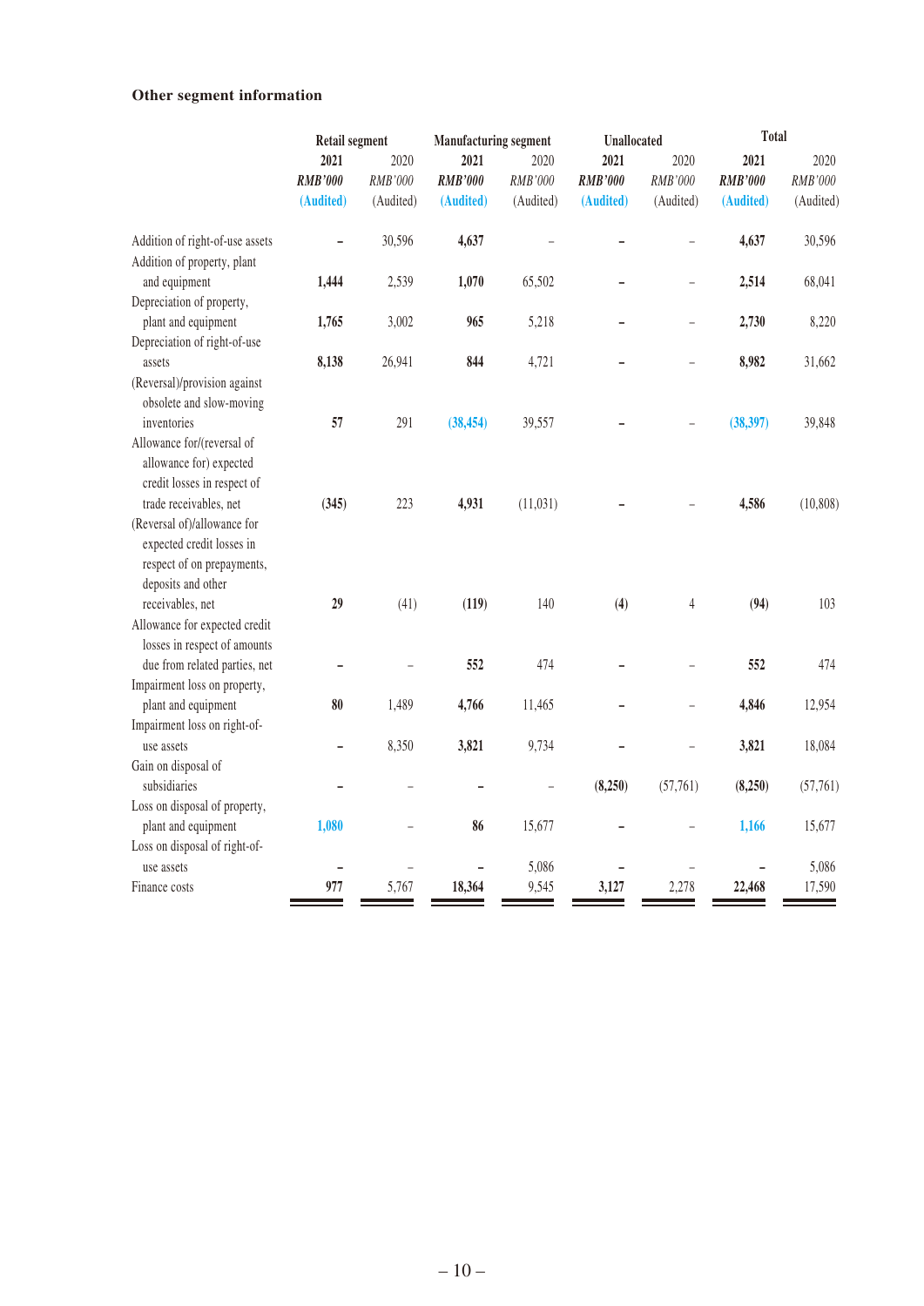### Other segment information

| | Retail segment | | Manufacturing segment | | Unallocated | | Total | |
|---|---|---|---|---|---|---|---|---|
| | **2021** | 2020 | **2021** | 2020 | **2021** | 2020 | **2021** | 2020 |
| | ***RMB'000*** | *RMB'000* | ***RMB'000*** | *RMB'000* | ***RMB'000*** | *RMB'000* | ***RMB'000*** | *RMB'000* |
| | **(Audited)** | (Audited) | **(Audited)** | (Audited) | **(Audited)** | (Audited) | **(Audited)** | (Audited) |
| Addition of right-of-use assets | **–** | 30,596 | **4,637** | – | **–** | – | **4,637** | 30,596 |
| Addition of property, plant and equipment | **1,444** | 2,539 | **1,070** | 65,502 | **–** | – | **2,514** | 68,041 |
| Depreciation of property, plant and equipment | **1,765** | 3,002 | **965** | 5,218 | **–** | – | **2,730** | 8,220 |
| Depreciation of right-of-use assets | **8,138** | 26,941 | **844** | 4,721 | **–** | – | **8,982** | 31,662 |
| (Reversal)/provision against obsolete and slow-moving inventories | **57** | 291 | **(38,454)** | 39,557 | **–** | – | **(38,397)** | 39,848 |
| Allowance for/(reversal of allowance for) expected credit losses in respect of trade receivables, net | **(345)** | 223 | **4,931** | (11,031) | **–** | – | **4,586** | (10,808) |
| (Reversal of)/allowance for expected credit losses in respect of on prepayments, deposits and other receivables, net | **29** | (41) | **(119)** | 140 | **(4)** | 4 | **(94)** | 103 |
| Allowance for expected credit losses in respect of amounts due from related parties, net | **–** | – | **552** | 474 | **–** | – | **552** | 474 |
| Impairment loss on property, plant and equipment | **80** | 1,489 | **4,766** | 11,465 | **–** | – | **4,846** | 12,954 |
| Impairment loss on right-of-use assets | **–** | 8,350 | **3,821** | 9,734 | **–** | – | **3,821** | 18,084 |
| Gain on disposal of subsidiaries | **–** | – | **–** | – | **(8,250)** | (57,761) | **(8,250)** | (57,761) |
| Loss on disposal of property, plant and equipment | **1,080** | – | **86** | 15,677 | **–** | – | **1,166** | 15,677 |
| Loss on disposal of right-of-use assets | **–** | – | **–** | 5,086 | **–** | – | **–** | 5,086 |
| Finance costs | **977** | 5,767 | **18,364** | 9,545 | **3,127** | 2,278 | **22,468** | 17,590 |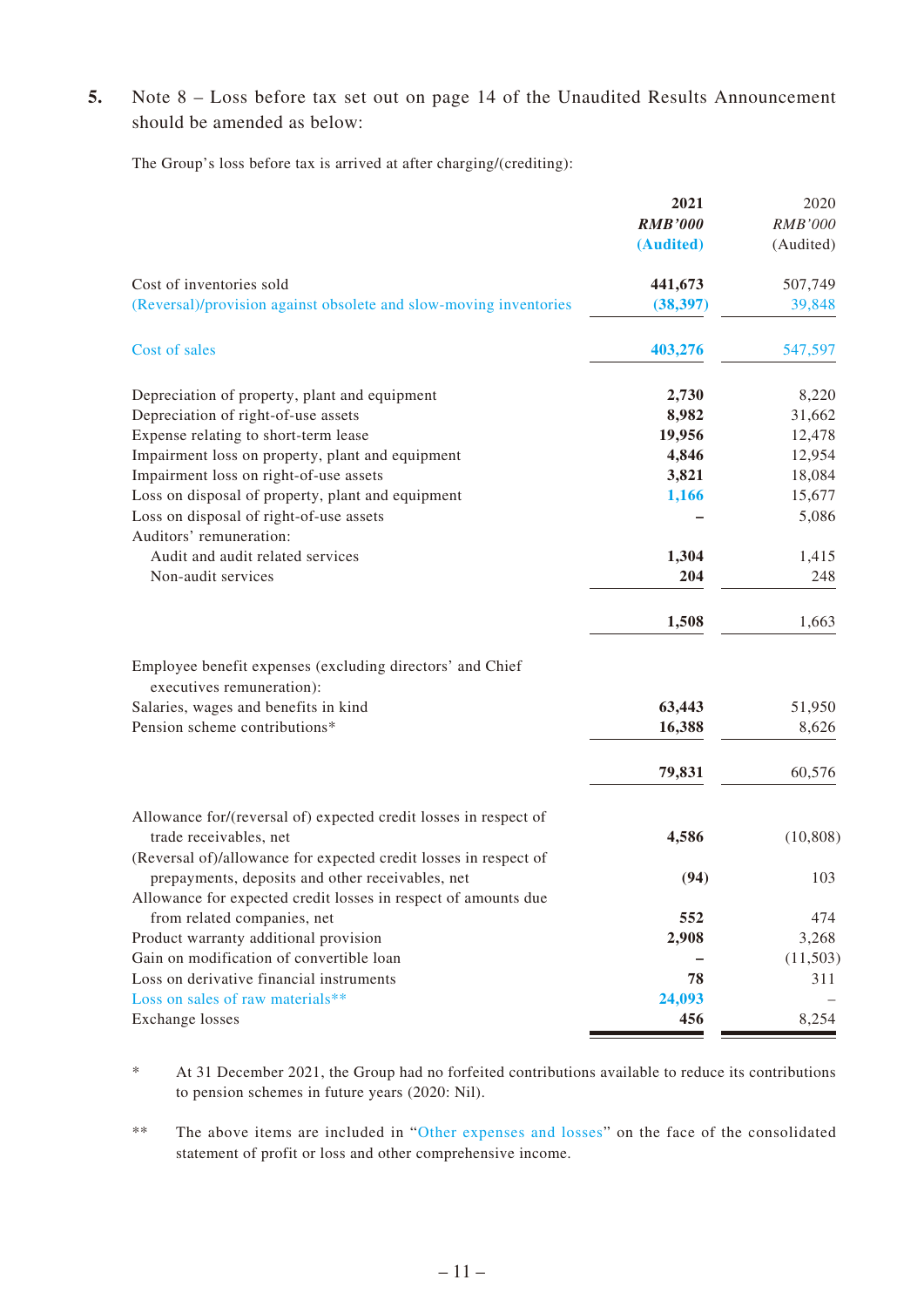5. Note 8 – Loss before tax set out on page 14 of the Unaudited Results Announcement should be amended as below:

The Group's loss before tax is arrived at after charging/(crediting):

| | **2021** | 2020 |
|---|---|---|
| | ***RMB'000*** | *RMB'000* |
| | **(Audited)** | (Audited) |
| Cost of inventories sold | **441,673** | 507,749 |
| (Reversal)/provision against obsolete and slow-moving inventories | **(38,397)** | 39,848 |
| Cost of sales | **403,276** | 547,597 |
| Depreciation of property, plant and equipment | **2,730** | 8,220 |
| Depreciation of right-of-use assets | **8,982** | 31,662 |
| Expense relating to short-term lease | **19,956** | 12,478 |
| Impairment loss on property, plant and equipment | **4,846** | 12,954 |
| Impairment loss on right-of-use assets | **3,821** | 18,084 |
| Loss on disposal of property, plant and equipment | **1,166** | 15,677 |
| Loss on disposal of right-of-use assets | **–** | 5,086 |
| Auditors' remuneration: | | |
| Audit and audit related services | **1,304** | 1,415 |
| Non-audit services | **204** | 248 |
| | **1,508** | 1,663 |
| Employee benefit expenses (excluding directors' and Chief executives remuneration): | | |
| Salaries, wages and benefits in kind | **63,443** | 51,950 |
| Pension scheme contributions* | **16,388** | 8,626 |
| | **79,831** | 60,576 |
| Allowance for/(reversal of) expected credit losses in respect of trade receivables, net | **4,586** | (10,808) |
| (Reversal of)/allowance for expected credit losses in respect of prepayments, deposits and other receivables, net | **(94)** | 103 |
| Allowance for expected credit losses in respect of amounts due from related companies, net | **552** | 474 |
| Product warranty additional provision | **2,908** | 3,268 |
| Gain on modification of convertible loan | **–** | (11,503) |
| Loss on derivative financial instruments | **78** | 311 |
| Loss on sales of raw materials** | **24,093** | – |
| Exchange losses | **456** | 8,254 |

\* At 31 December 2021, the Group had no forfeited contributions available to reduce its contributions to pension schemes in future years (2020: Nil).

\** The above items are included in "Other expenses and losses" on the face of the consolidated statement of profit or loss and other comprehensive income.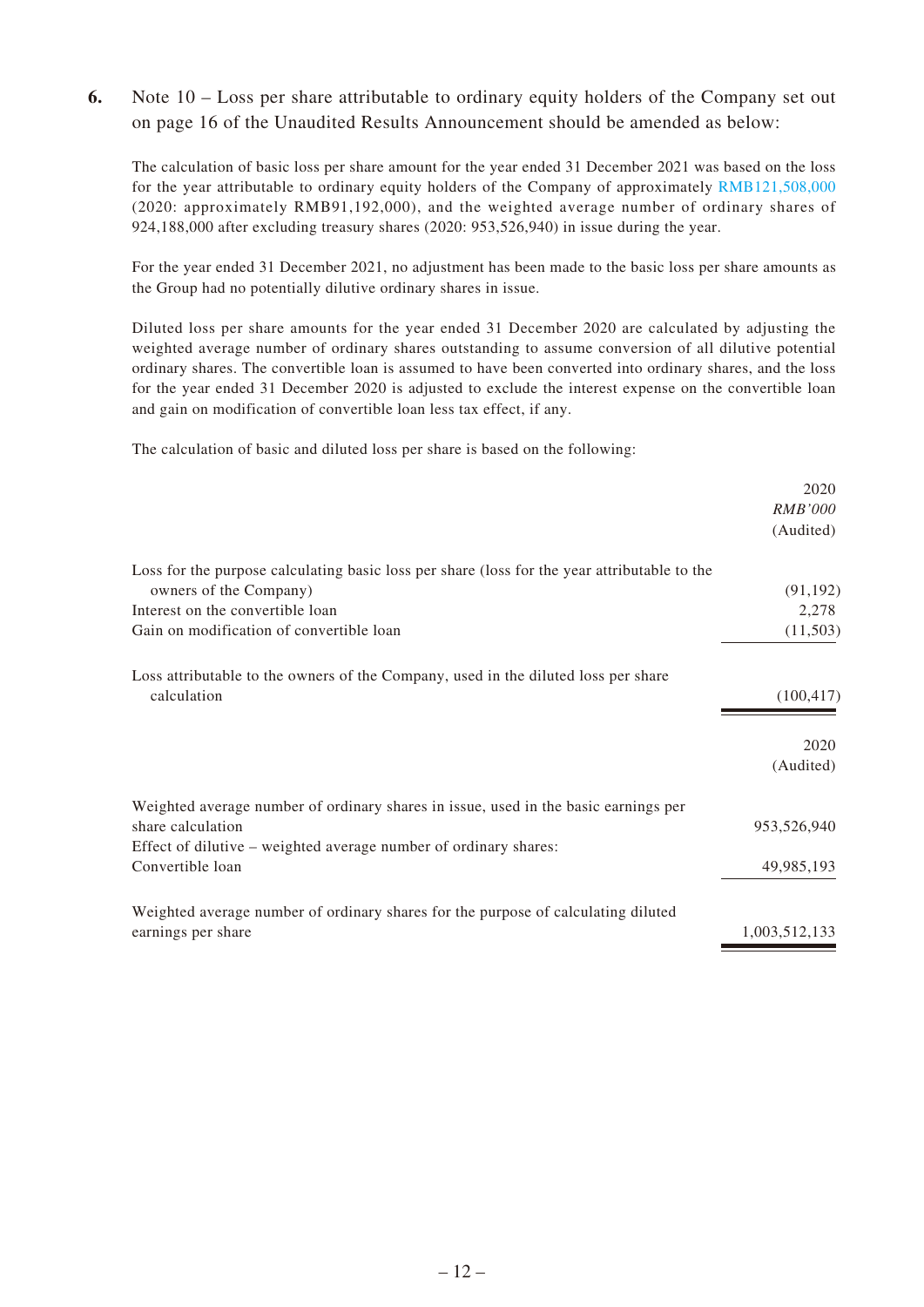**6.** Note 10 – Loss per share attributable to ordinary equity holders of the Company set out on page 16 of the Unaudited Results Announcement should be amended as below:

The calculation of basic loss per share amount for the year ended 31 December 2021 was based on the loss for the year attributable to ordinary equity holders of the Company of approximately RMB121,508,000 (2020: approximately RMB91,192,000), and the weighted average number of ordinary shares of 924,188,000 after excluding treasury shares (2020: 953,526,940) in issue during the year.

For the year ended 31 December 2021, no adjustment has been made to the basic loss per share amounts as the Group had no potentially dilutive ordinary shares in issue.

Diluted loss per share amounts for the year ended 31 December 2020 are calculated by adjusting the weighted average number of ordinary shares outstanding to assume conversion of all dilutive potential ordinary shares. The convertible loan is assumed to have been converted into ordinary shares, and the loss for the year ended 31 December 2020 is adjusted to exclude the interest expense on the convertible loan and gain on modification of convertible loan less tax effect, if any.

The calculation of basic and diluted loss per share is based on the following:

| | 2020 |
|---|---|
| | *RMB'000* |
| | (Audited) |
| Loss for the purpose calculating basic loss per share (loss for the year attributable to the owners of the Company) | (91,192) |
| Interest on the convertible loan | 2,278 |
| Gain on modification of convertible loan | (11,503) |
| Loss attributable to the owners of the Company, used in the diluted loss per share calculation | (100,417) |

| | 2020 |
|---|---|
| | (Audited) |
| Weighted average number of ordinary shares in issue, used in the basic earnings per share calculation | 953,526,940 |
| Effect of dilutive – weighted average number of ordinary shares: | |
| Convertible loan | 49,985,193 |
| Weighted average number of ordinary shares for the purpose of calculating diluted earnings per share | 1,003,512,133 |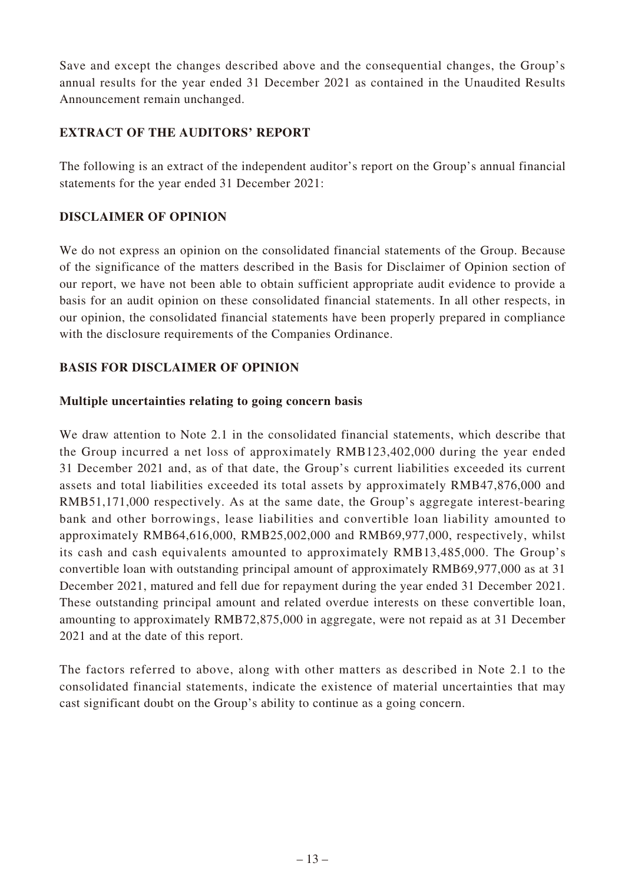Save and except the changes described above and the consequential changes, the Group's annual results for the year ended 31 December 2021 as contained in the Unaudited Results Announcement remain unchanged.

## EXTRACT OF THE AUDITORS' REPORT

The following is an extract of the independent auditor's report on the Group's annual financial statements for the year ended 31 December 2021:

## DISCLAIMER OF OPINION

We do not express an opinion on the consolidated financial statements of the Group. Because of the significance of the matters described in the Basis for Disclaimer of Opinion section of our report, we have not been able to obtain sufficient appropriate audit evidence to provide a basis for an audit opinion on these consolidated financial statements. In all other respects, in our opinion, the consolidated financial statements have been properly prepared in compliance with the disclosure requirements of the Companies Ordinance.

## BASIS FOR DISCLAIMER OF OPINION

### Multiple uncertainties relating to going concern basis

We draw attention to Note 2.1 in the consolidated financial statements, which describe that the Group incurred a net loss of approximately RMB123,402,000 during the year ended 31 December 2021 and, as of that date, the Group's current liabilities exceeded its current assets and total liabilities exceeded its total assets by approximately RMB47,876,000 and RMB51,171,000 respectively. As at the same date, the Group's aggregate interest-bearing bank and other borrowings, lease liabilities and convertible loan liability amounted to approximately RMB64,616,000, RMB25,002,000 and RMB69,977,000, respectively, whilst its cash and cash equivalents amounted to approximately RMB13,485,000. The Group's convertible loan with outstanding principal amount of approximately RMB69,977,000 as at 31 December 2021, matured and fell due for repayment during the year ended 31 December 2021. These outstanding principal amount and related overdue interests on these convertible loan, amounting to approximately RMB72,875,000 in aggregate, were not repaid as at 31 December 2021 and at the date of this report.

The factors referred to above, along with other matters as described in Note 2.1 to the consolidated financial statements, indicate the existence of material uncertainties that may cast significant doubt on the Group's ability to continue as a going concern.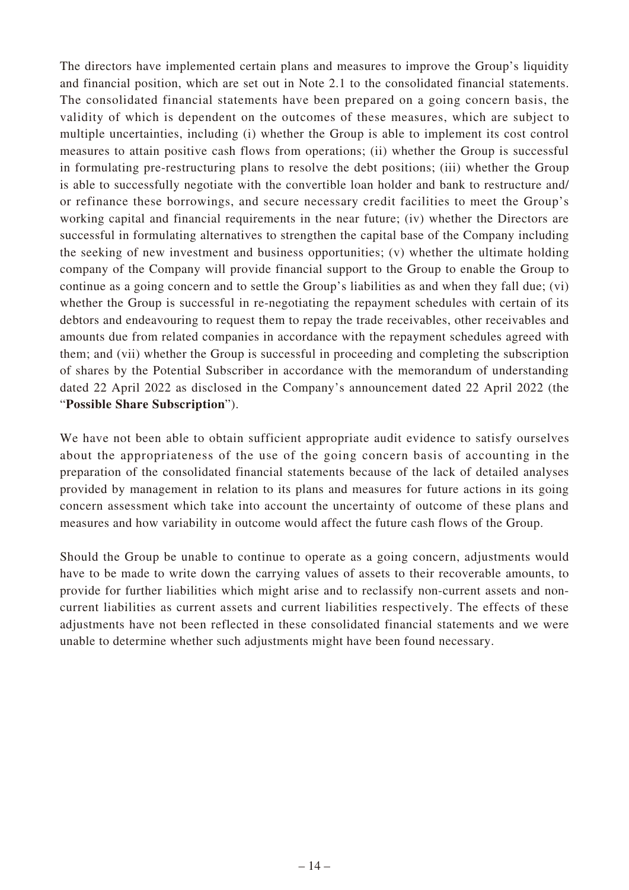The directors have implemented certain plans and measures to improve the Group's liquidity and financial position, which are set out in Note 2.1 to the consolidated financial statements. The consolidated financial statements have been prepared on a going concern basis, the validity of which is dependent on the outcomes of these measures, which are subject to multiple uncertainties, including (i) whether the Group is able to implement its cost control measures to attain positive cash flows from operations; (ii) whether the Group is successful in formulating pre-restructuring plans to resolve the debt positions; (iii) whether the Group is able to successfully negotiate with the convertible loan holder and bank to restructure and/ or refinance these borrowings, and secure necessary credit facilities to meet the Group's working capital and financial requirements in the near future; (iv) whether the Directors are successful in formulating alternatives to strengthen the capital base of the Company including the seeking of new investment and business opportunities; (v) whether the ultimate holding company of the Company will provide financial support to the Group to enable the Group to continue as a going concern and to settle the Group's liabilities as and when they fall due; (vi) whether the Group is successful in re-negotiating the repayment schedules with certain of its debtors and endeavouring to request them to repay the trade receivables, other receivables and amounts due from related companies in accordance with the repayment schedules agreed with them; and (vii) whether the Group is successful in proceeding and completing the subscription of shares by the Potential Subscriber in accordance with the memorandum of understanding dated 22 April 2022 as disclosed in the Company's announcement dated 22 April 2022 (the "**Possible Share Subscription**").

We have not been able to obtain sufficient appropriate audit evidence to satisfy ourselves about the appropriateness of the use of the going concern basis of accounting in the preparation of the consolidated financial statements because of the lack of detailed analyses provided by management in relation to its plans and measures for future actions in its going concern assessment which take into account the uncertainty of outcome of these plans and measures and how variability in outcome would affect the future cash flows of the Group.

Should the Group be unable to continue to operate as a going concern, adjustments would have to be made to write down the carrying values of assets to their recoverable amounts, to provide for further liabilities which might arise and to reclassify non-current assets and non-current liabilities as current assets and current liabilities respectively. The effects of these adjustments have not been reflected in these consolidated financial statements and we were unable to determine whether such adjustments might have been found necessary.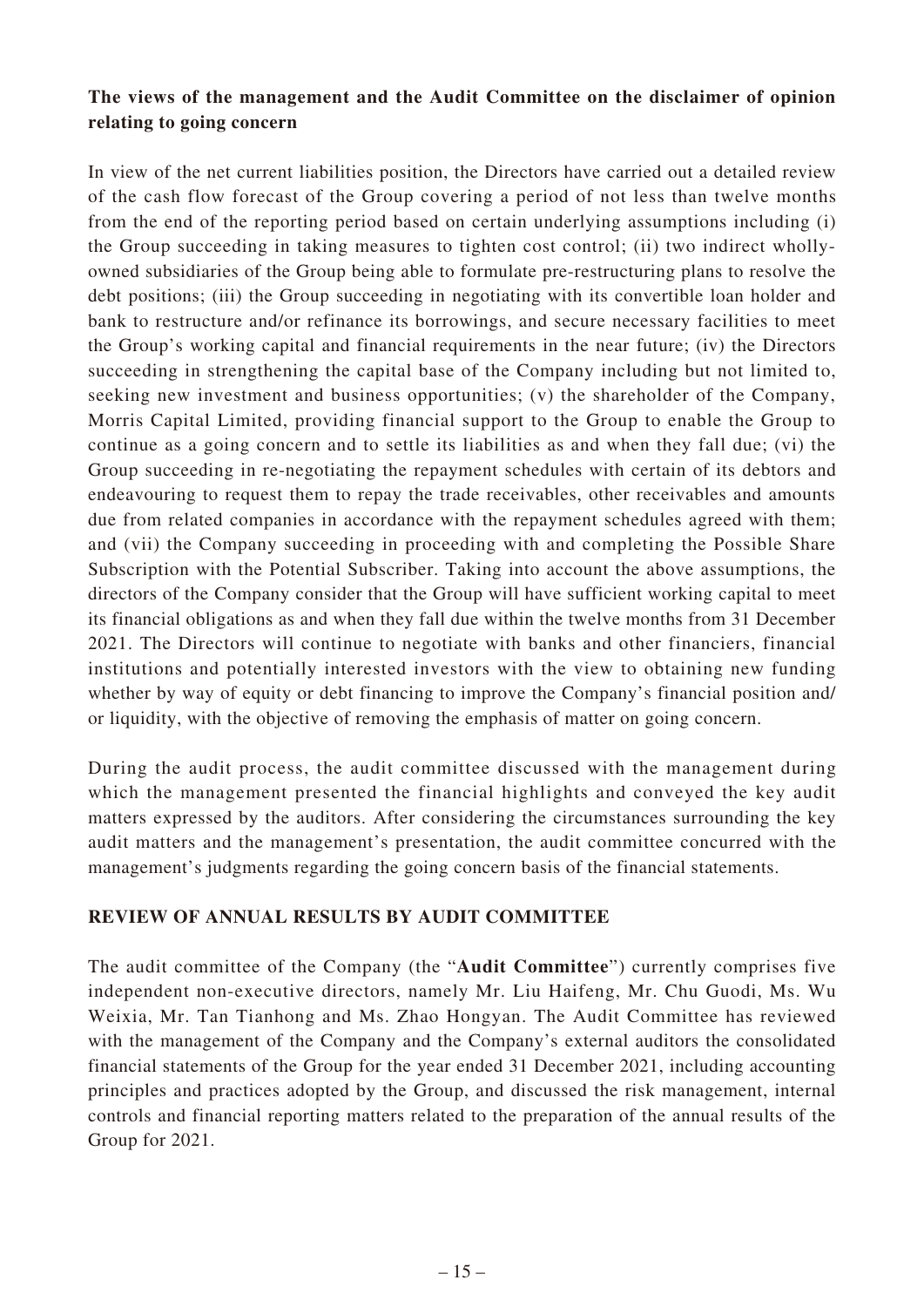**The views of the management and the Audit Committee on the disclaimer of opinion relating to going concern**

In view of the net current liabilities position, the Directors have carried out a detailed review of the cash flow forecast of the Group covering a period of not less than twelve months from the end of the reporting period based on certain underlying assumptions including (i) the Group succeeding in taking measures to tighten cost control; (ii) two indirect wholly-owned subsidiaries of the Group being able to formulate pre-restructuring plans to resolve the debt positions; (iii) the Group succeeding in negotiating with its convertible loan holder and bank to restructure and/or refinance its borrowings, and secure necessary facilities to meet the Group's working capital and financial requirements in the near future; (iv) the Directors succeeding in strengthening the capital base of the Company including but not limited to, seeking new investment and business opportunities; (v) the shareholder of the Company, Morris Capital Limited, providing financial support to the Group to enable the Group to continue as a going concern and to settle its liabilities as and when they fall due; (vi) the Group succeeding in re-negotiating the repayment schedules with certain of its debtors and endeavouring to request them to repay the trade receivables, other receivables and amounts due from related companies in accordance with the repayment schedules agreed with them; and (vii) the Company succeeding in proceeding with and completing the Possible Share Subscription with the Potential Subscriber. Taking into account the above assumptions, the directors of the Company consider that the Group will have sufficient working capital to meet its financial obligations as and when they fall due within the twelve months from 31 December 2021. The Directors will continue to negotiate with banks and other financiers, financial institutions and potentially interested investors with the view to obtaining new funding whether by way of equity or debt financing to improve the Company's financial position and/or liquidity, with the objective of removing the emphasis of matter on going concern.

During the audit process, the audit committee discussed with the management during which the management presented the financial highlights and conveyed the key audit matters expressed by the auditors. After considering the circumstances surrounding the key audit matters and the management's presentation, the audit committee concurred with the management's judgments regarding the going concern basis of the financial statements.

## REVIEW OF ANNUAL RESULTS BY AUDIT COMMITTEE

The audit committee of the Company (the "**Audit Committee**") currently comprises five independent non-executive directors, namely Mr. Liu Haifeng, Mr. Chu Guodi, Ms. Wu Weixia, Mr. Tan Tianhong and Ms. Zhao Hongyan. The Audit Committee has reviewed with the management of the Company and the Company's external auditors the consolidated financial statements of the Group for the year ended 31 December 2021, including accounting principles and practices adopted by the Group, and discussed the risk management, internal controls and financial reporting matters related to the preparation of the annual results of the Group for 2021.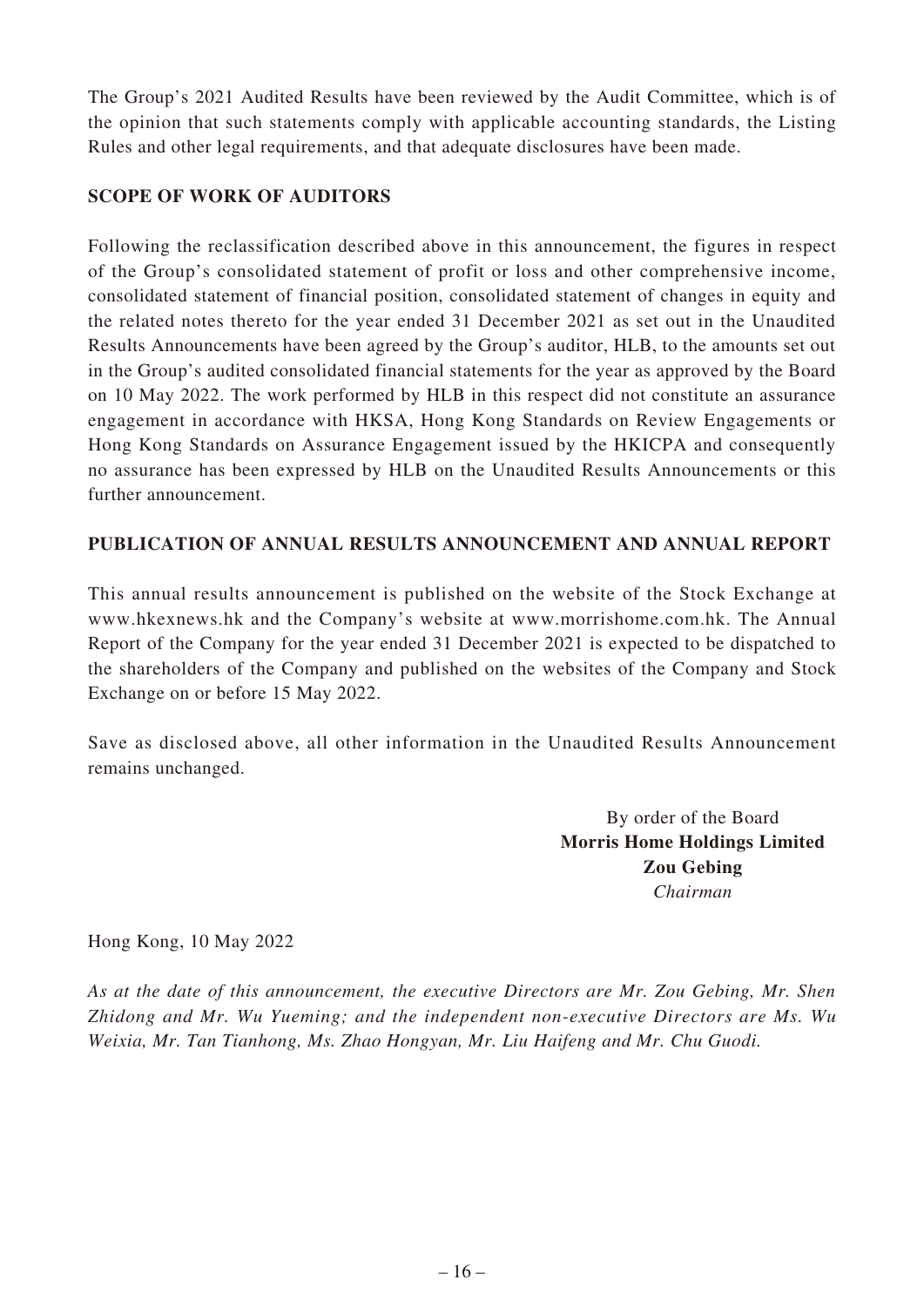The Group's 2021 Audited Results have been reviewed by the Audit Committee, which is of the opinion that such statements comply with applicable accounting standards, the Listing Rules and other legal requirements, and that adequate disclosures have been made.

## SCOPE OF WORK OF AUDITORS

Following the reclassification described above in this announcement, the figures in respect of the Group's consolidated statement of profit or loss and other comprehensive income, consolidated statement of financial position, consolidated statement of changes in equity and the related notes thereto for the year ended 31 December 2021 as set out in the Unaudited Results Announcements have been agreed by the Group's auditor, HLB, to the amounts set out in the Group's audited consolidated financial statements for the year as approved by the Board on 10 May 2022. The work performed by HLB in this respect did not constitute an assurance engagement in accordance with HKSA, Hong Kong Standards on Review Engagements or Hong Kong Standards on Assurance Engagement issued by the HKICPA and consequently no assurance has been expressed by HLB on the Unaudited Results Announcements or this further announcement.

## PUBLICATION OF ANNUAL RESULTS ANNOUNCEMENT AND ANNUAL REPORT

This annual results announcement is published on the website of the Stock Exchange at www.hkexnews.hk and the Company's website at www.morrishome.com.hk. The Annual Report of the Company for the year ended 31 December 2021 is expected to be dispatched to the shareholders of the Company and published on the websites of the Company and Stock Exchange on or before 15 May 2022.

Save as disclosed above, all other information in the Unaudited Results Announcement remains unchanged.

By order of the Board
**Morris Home Holdings Limited**
**Zou Gebing**
*Chairman*

Hong Kong, 10 May 2022

*As at the date of this announcement, the executive Directors are Mr. Zou Gebing, Mr. Shen Zhidong and Mr. Wu Yueming; and the independent non-executive Directors are Ms. Wu Weixia, Mr. Tan Tianhong, Ms. Zhao Hongyan, Mr. Liu Haifeng and Mr. Chu Guodi.*